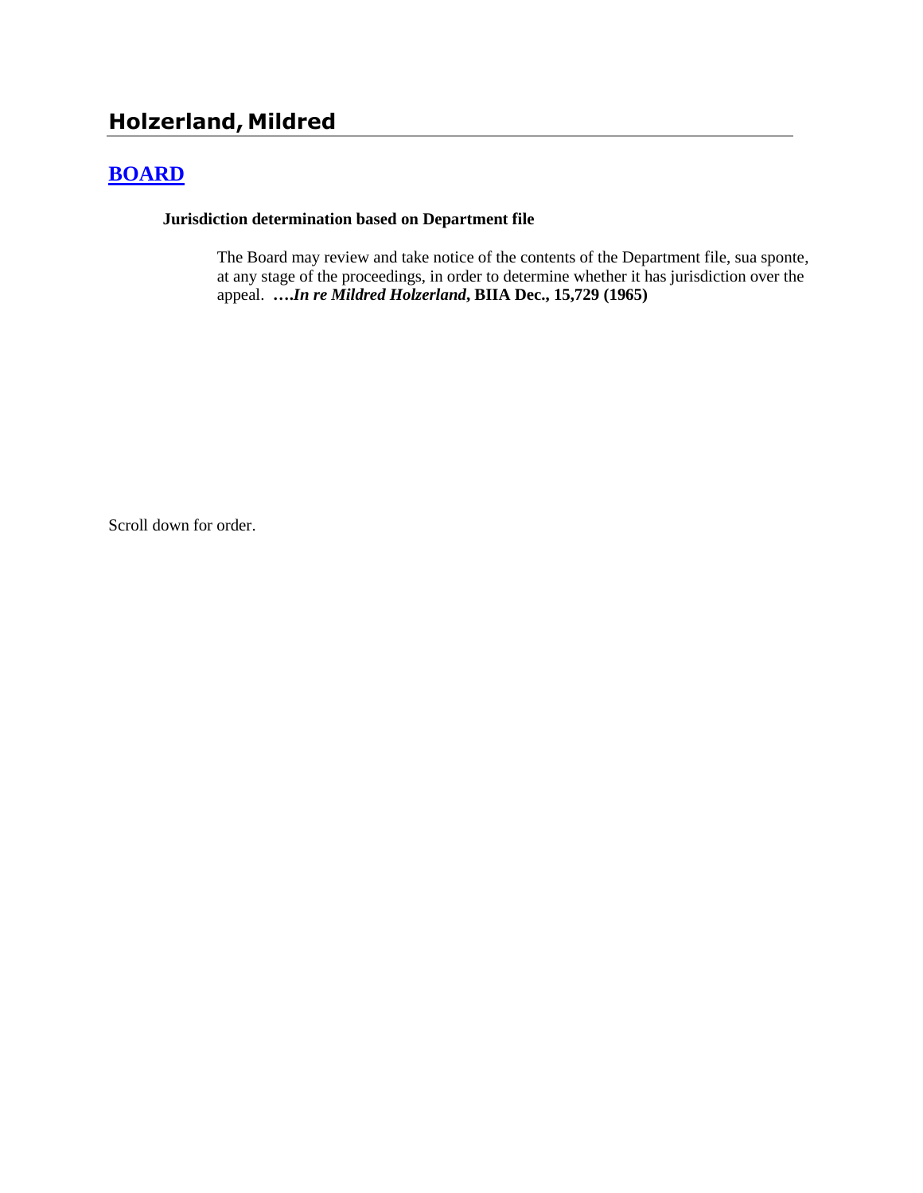## Holzerland, Mildred

### BOARD

**Jurisdiction determination based on Department file**

The Board may review and take notice of the contents of the Department file, sua sponte, at any stage of the proceedings, in order to determine whether it has jurisdiction over the appeal. **….*In re Mildred Holzerland*, BIIA Dec., 15,729 (1965)**

Scroll down for order.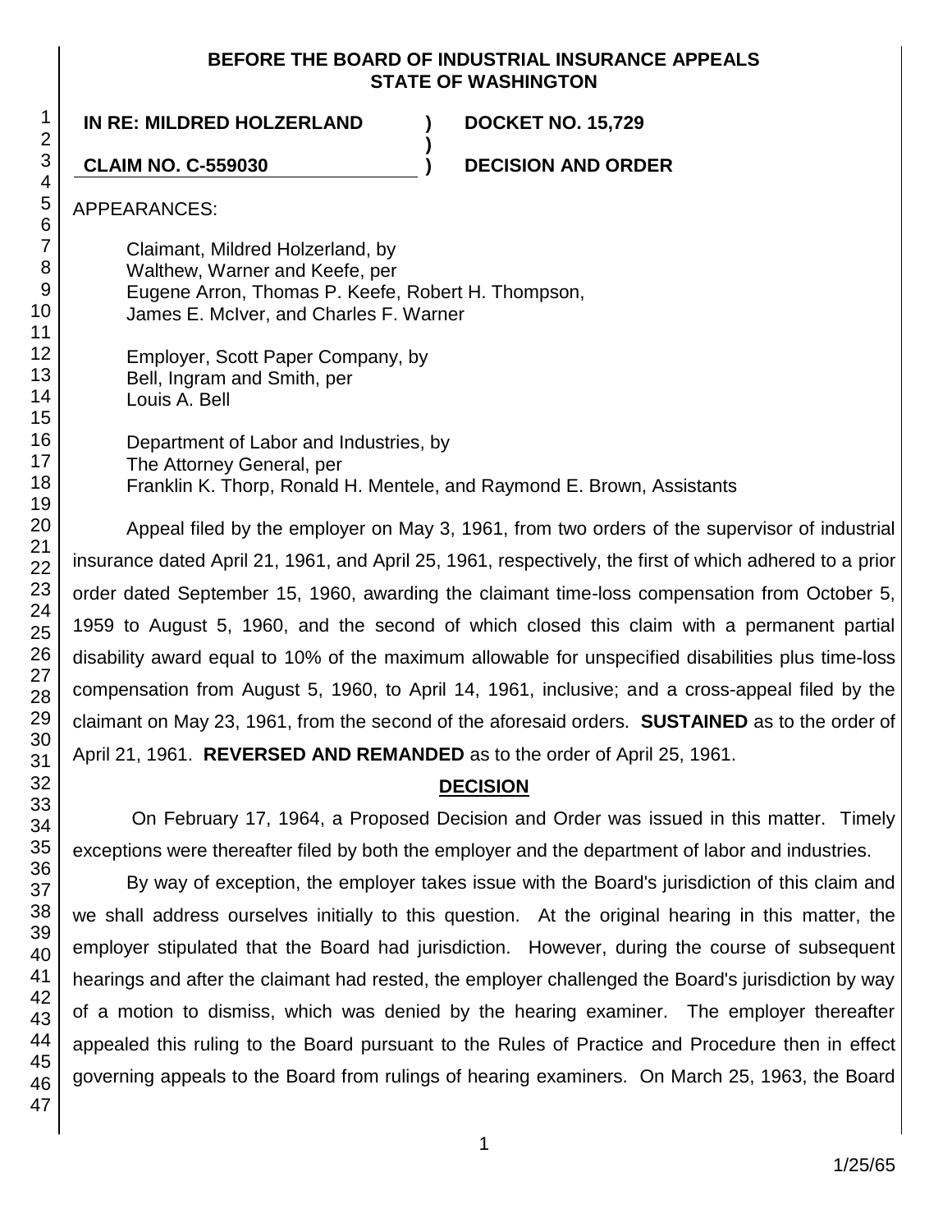**BEFORE THE BOARD OF INDUSTRIAL INSURANCE APPEALS STATE OF WASHINGTON**

**IN RE: MILDRED HOLZERLAND** ) **DOCKET NO. 15,729**

**CLAIM NO. C-559030** ) **DECISION AND ORDER**

APPEARANCES:

Claimant, Mildred Holzerland, by
Walthew, Warner and Keefe, per
Eugene Arron, Thomas P. Keefe, Robert H. Thompson,
James E. McIver, and Charles F. Warner

Employer, Scott Paper Company, by
Bell, Ingram and Smith, per
Louis A. Bell

Department of Labor and Industries, by
The Attorney General, per
Franklin K. Thorp, Ronald H. Mentele, and Raymond E. Brown, Assistants

Appeal filed by the employer on May 3, 1961, from two orders of the supervisor of industrial insurance dated April 21, 1961, and April 25, 1961, respectively, the first of which adhered to a prior order dated September 15, 1960, awarding the claimant time-loss compensation from October 5, 1959 to August 5, 1960, and the second of which closed this claim with a permanent partial disability award equal to 10% of the maximum allowable for unspecified disabilities plus time-loss compensation from August 5, 1960, to April 14, 1961, inclusive; and a cross-appeal filed by the claimant on May 23, 1961, from the second of the aforesaid orders. **SUSTAINED** as to the order of April 21, 1961. **REVERSED AND REMANDED** as to the order of April 25, 1961.

## DECISION

On February 17, 1964, a Proposed Decision and Order was issued in this matter. Timely exceptions were thereafter filed by both the employer and the department of labor and industries.

By way of exception, the employer takes issue with the Board's jurisdiction of this claim and we shall address ourselves initially to this question. At the original hearing in this matter, the employer stipulated that the Board had jurisdiction. However, during the course of subsequent hearings and after the claimant had rested, the employer challenged the Board's jurisdiction by way of a motion to dismiss, which was denied by the hearing examiner. The employer thereafter appealed this ruling to the Board pursuant to the Rules of Practice and Procedure then in effect governing appeals to the Board from rulings of hearing examiners. On March 25, 1963, the Board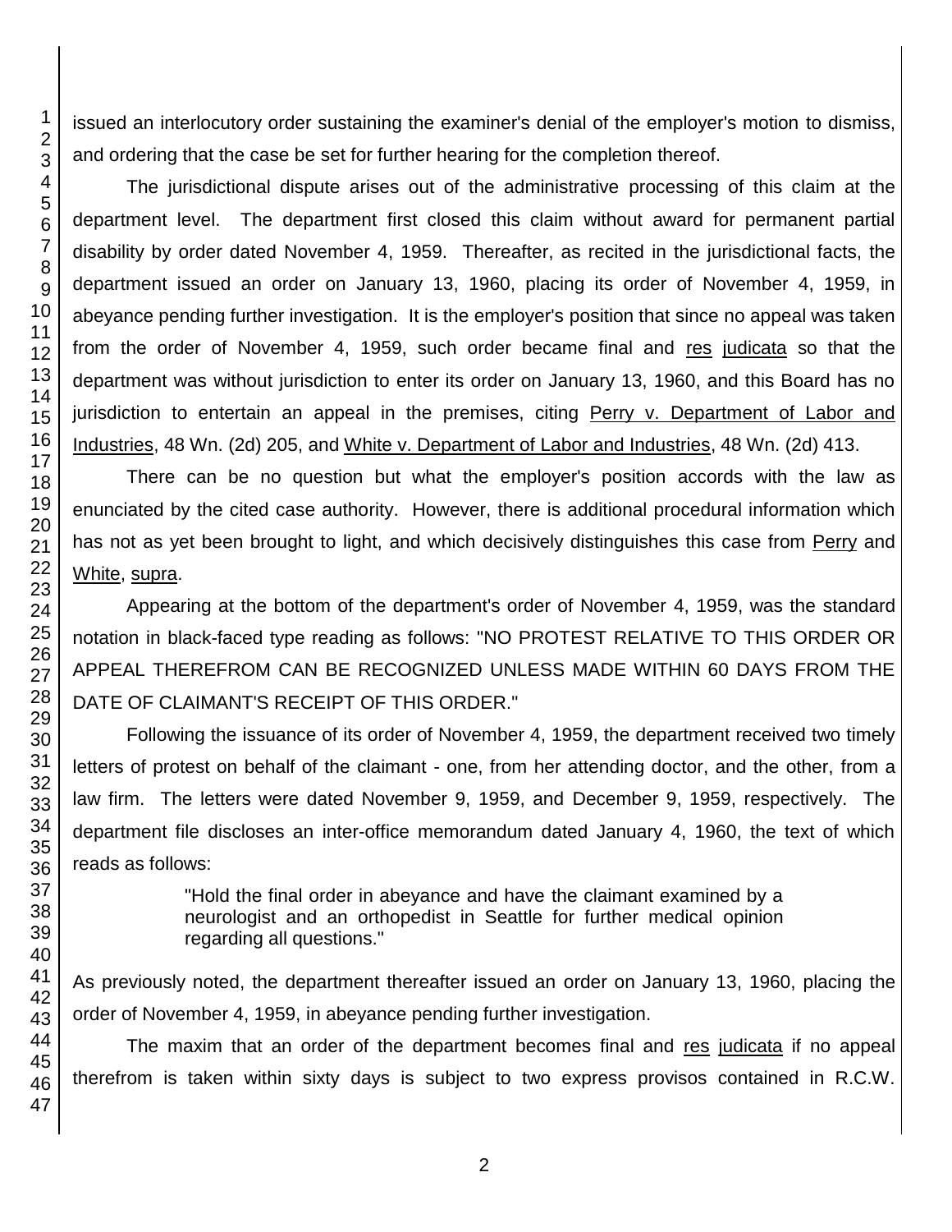issued an interlocutory order sustaining the examiner's denial of the employer's motion to dismiss, and ordering that the case be set for further hearing for the completion thereof.

The jurisdictional dispute arises out of the administrative processing of this claim at the department level. The department first closed this claim without award for permanent partial disability by order dated November 4, 1959. Thereafter, as recited in the jurisdictional facts, the department issued an order on January 13, 1960, placing its order of November 4, 1959, in abeyance pending further investigation. It is the employer's position that since no appeal was taken from the order of November 4, 1959, such order became final and res judicata so that the department was without jurisdiction to enter its order on January 13, 1960, and this Board has no jurisdiction to entertain an appeal in the premises, citing Perry v. Department of Labor and Industries, 48 Wn. (2d) 205, and White v. Department of Labor and Industries, 48 Wn. (2d) 413.

There can be no question but what the employer's position accords with the law as enunciated by the cited case authority. However, there is additional procedural information which has not as yet been brought to light, and which decisively distinguishes this case from Perry and White, supra.

Appearing at the bottom of the department's order of November 4, 1959, was the standard notation in black-faced type reading as follows: "NO PROTEST RELATIVE TO THIS ORDER OR APPEAL THEREFROM CAN BE RECOGNIZED UNLESS MADE WITHIN 60 DAYS FROM THE DATE OF CLAIMANT'S RECEIPT OF THIS ORDER."

Following the issuance of its order of November 4, 1959, the department received two timely letters of protest on behalf of the claimant - one, from her attending doctor, and the other, from a law firm. The letters were dated November 9, 1959, and December 9, 1959, respectively. The department file discloses an inter-office memorandum dated January 4, 1960, the text of which reads as follows:

> "Hold the final order in abeyance and have the claimant examined by a neurologist and an orthopedist in Seattle for further medical opinion regarding all questions."

As previously noted, the department thereafter issued an order on January 13, 1960, placing the order of November 4, 1959, in abeyance pending further investigation.

The maxim that an order of the department becomes final and res judicata if no appeal therefrom is taken within sixty days is subject to two express provisos contained in R.C.W.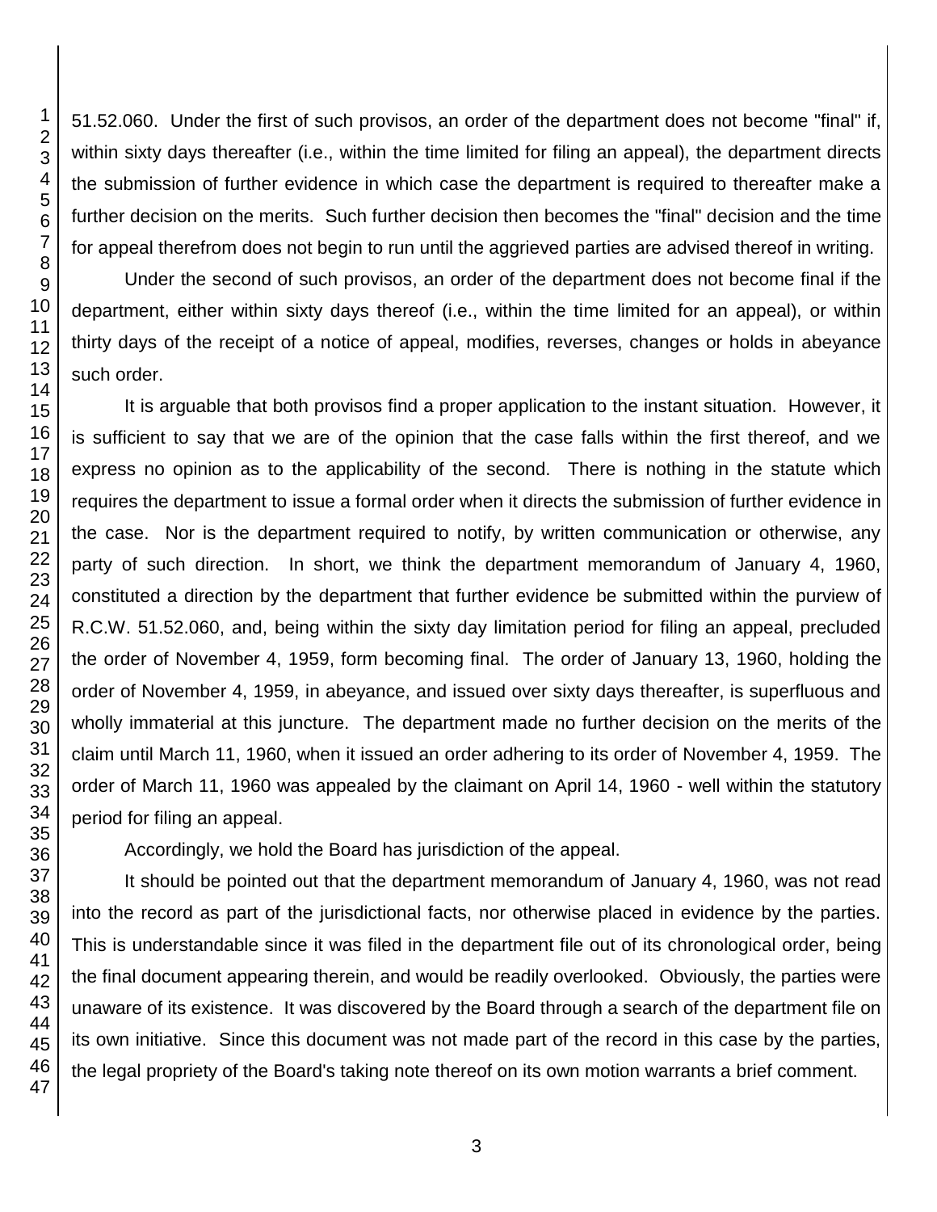51.52.060. Under the first of such provisos, an order of the department does not become "final" if, within sixty days thereafter (i.e., within the time limited for filing an appeal), the department directs the submission of further evidence in which case the department is required to thereafter make a further decision on the merits. Such further decision then becomes the "final" decision and the time for appeal therefrom does not begin to run until the aggrieved parties are advised thereof in writing.

Under the second of such provisos, an order of the department does not become final if the department, either within sixty days thereof (i.e., within the time limited for an appeal), or within thirty days of the receipt of a notice of appeal, modifies, reverses, changes or holds in abeyance such order.

It is arguable that both provisos find a proper application to the instant situation. However, it is sufficient to say that we are of the opinion that the case falls within the first thereof, and we express no opinion as to the applicability of the second. There is nothing in the statute which requires the department to issue a formal order when it directs the submission of further evidence in the case. Nor is the department required to notify, by written communication or otherwise, any party of such direction. In short, we think the department memorandum of January 4, 1960, constituted a direction by the department that further evidence be submitted within the purview of R.C.W. 51.52.060, and, being within the sixty day limitation period for filing an appeal, precluded the order of November 4, 1959, form becoming final. The order of January 13, 1960, holding the order of November 4, 1959, in abeyance, and issued over sixty days thereafter, is superfluous and wholly immaterial at this juncture. The department made no further decision on the merits of the claim until March 11, 1960, when it issued an order adhering to its order of November 4, 1959. The order of March 11, 1960 was appealed by the claimant on April 14, 1960 - well within the statutory period for filing an appeal.

Accordingly, we hold the Board has jurisdiction of the appeal.

It should be pointed out that the department memorandum of January 4, 1960, was not read into the record as part of the jurisdictional facts, nor otherwise placed in evidence by the parties. This is understandable since it was filed in the department file out of its chronological order, being the final document appearing therein, and would be readily overlooked. Obviously, the parties were unaware of its existence. It was discovered by the Board through a search of the department file on its own initiative. Since this document was not made part of the record in this case by the parties, the legal propriety of the Board's taking note thereof on its own motion warrants a brief comment.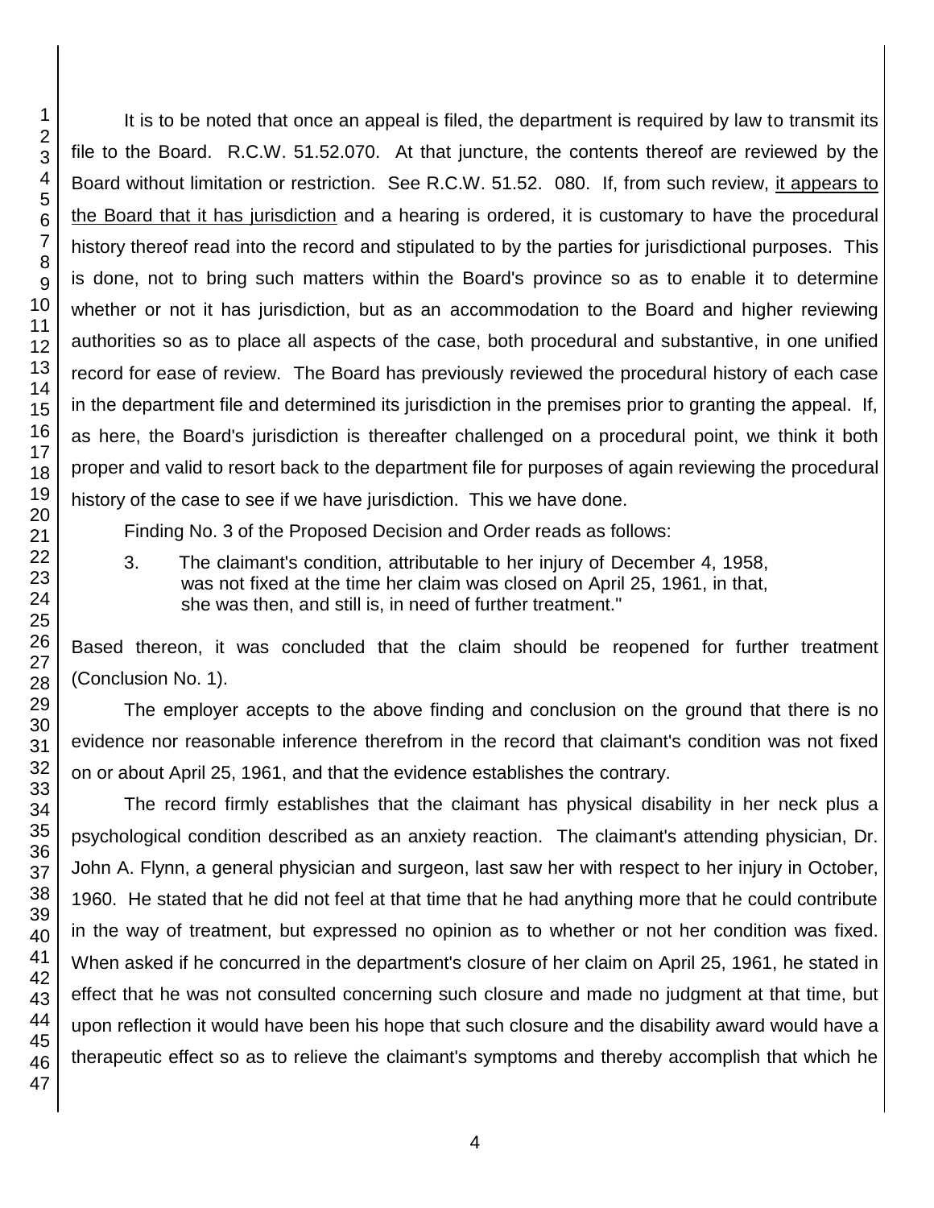It is to be noted that once an appeal is filed, the department is required by law to transmit its file to the Board. R.C.W. 51.52.070. At that juncture, the contents thereof are reviewed by the Board without limitation or restriction. See R.C.W. 51.52. 080. If, from such review, <u>it appears to the Board that it has jurisdiction</u> and a hearing is ordered, it is customary to have the procedural history thereof read into the record and stipulated to by the parties for jurisdictional purposes. This is done, not to bring such matters within the Board's province so as to enable it to determine whether or not it has jurisdiction, but as an accommodation to the Board and higher reviewing authorities so as to place all aspects of the case, both procedural and substantive, in one unified record for ease of review. The Board has previously reviewed the procedural history of each case in the department file and determined its jurisdiction in the premises prior to granting the appeal. If, as here, the Board's jurisdiction is thereafter challenged on a procedural point, we think it both proper and valid to resort back to the department file for purposes of again reviewing the procedural history of the case to see if we have jurisdiction. This we have done.

Finding No. 3 of the Proposed Decision and Order reads as follows:

> 3. The claimant's condition, attributable to her injury of December 4, 1958, was not fixed at the time her claim was closed on April 25, 1961, in that, she was then, and still is, in need of further treatment."

Based thereon, it was concluded that the claim should be reopened for further treatment (Conclusion No. 1).

The employer accepts to the above finding and conclusion on the ground that there is no evidence nor reasonable inference therefrom in the record that claimant's condition was not fixed on or about April 25, 1961, and that the evidence establishes the contrary.

The record firmly establishes that the claimant has physical disability in her neck plus a psychological condition described as an anxiety reaction. The claimant's attending physician, Dr. John A. Flynn, a general physician and surgeon, last saw her with respect to her injury in October, 1960. He stated that he did not feel at that time that he had anything more that he could contribute in the way of treatment, but expressed no opinion as to whether or not her condition was fixed. When asked if he concurred in the department's closure of her claim on April 25, 1961, he stated in effect that he was not consulted concerning such closure and made no judgment at that time, but upon reflection it would have been his hope that such closure and the disability award would have a therapeutic effect so as to relieve the claimant's symptoms and thereby accomplish that which he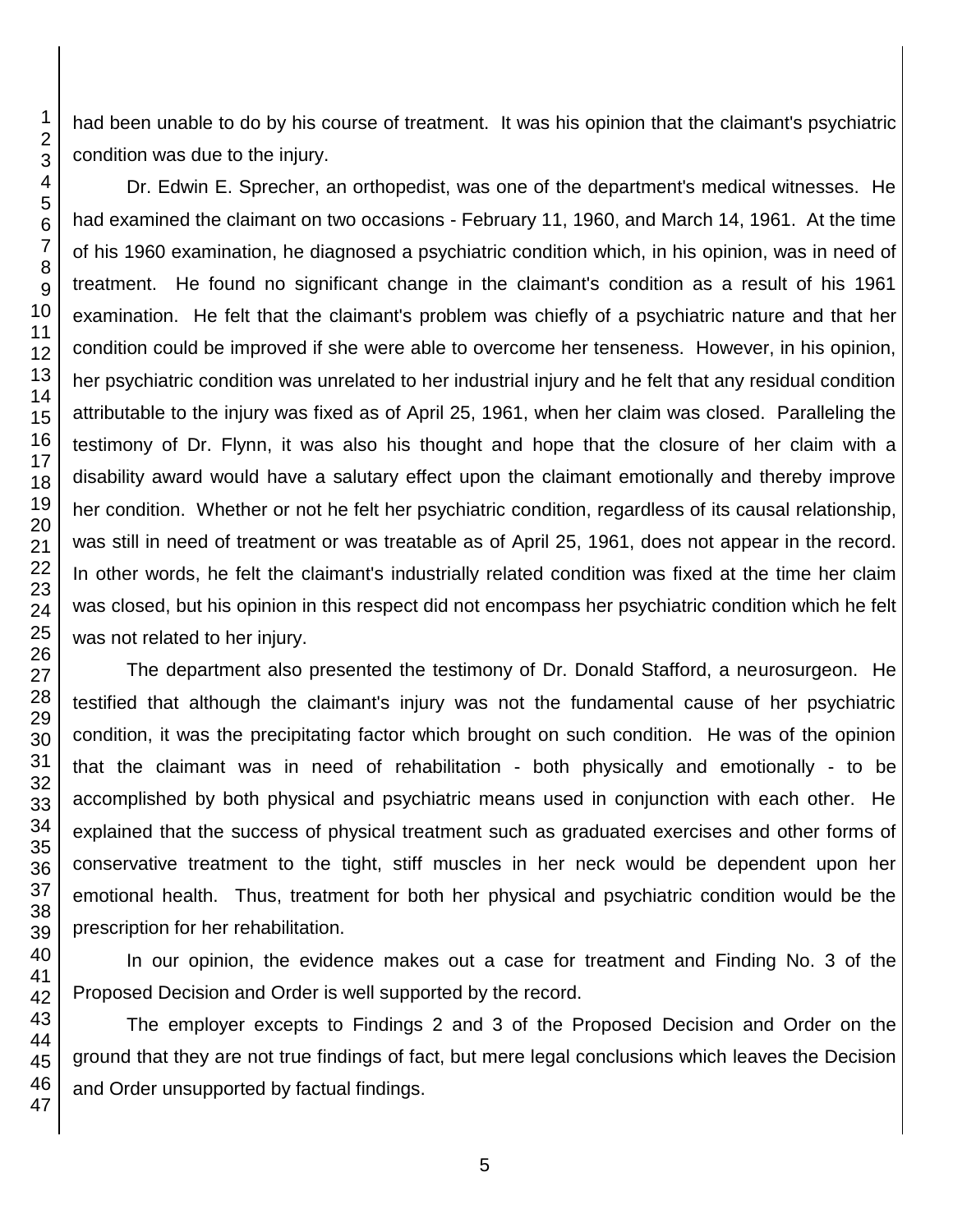had been unable to do by his course of treatment. It was his opinion that the claimant's psychiatric condition was due to the injury.

Dr. Edwin E. Sprecher, an orthopedist, was one of the department's medical witnesses. He had examined the claimant on two occasions - February 11, 1960, and March 14, 1961. At the time of his 1960 examination, he diagnosed a psychiatric condition which, in his opinion, was in need of treatment. He found no significant change in the claimant's condition as a result of his 1961 examination. He felt that the claimant's problem was chiefly of a psychiatric nature and that her condition could be improved if she were able to overcome her tenseness. However, in his opinion, her psychiatric condition was unrelated to her industrial injury and he felt that any residual condition attributable to the injury was fixed as of April 25, 1961, when her claim was closed. Paralleling the testimony of Dr. Flynn, it was also his thought and hope that the closure of her claim with a disability award would have a salutary effect upon the claimant emotionally and thereby improve her condition. Whether or not he felt her psychiatric condition, regardless of its causal relationship, was still in need of treatment or was treatable as of April 25, 1961, does not appear in the record. In other words, he felt the claimant's industrially related condition was fixed at the time her claim was closed, but his opinion in this respect did not encompass her psychiatric condition which he felt was not related to her injury.

The department also presented the testimony of Dr. Donald Stafford, a neurosurgeon. He testified that although the claimant's injury was not the fundamental cause of her psychiatric condition, it was the precipitating factor which brought on such condition. He was of the opinion that the claimant was in need of rehabilitation - both physically and emotionally - to be accomplished by both physical and psychiatric means used in conjunction with each other. He explained that the success of physical treatment such as graduated exercises and other forms of conservative treatment to the tight, stiff muscles in her neck would be dependent upon her emotional health. Thus, treatment for both her physical and psychiatric condition would be the prescription for her rehabilitation.

In our opinion, the evidence makes out a case for treatment and Finding No. 3 of the Proposed Decision and Order is well supported by the record.

The employer excepts to Findings 2 and 3 of the Proposed Decision and Order on the ground that they are not true findings of fact, but mere legal conclusions which leaves the Decision and Order unsupported by factual findings.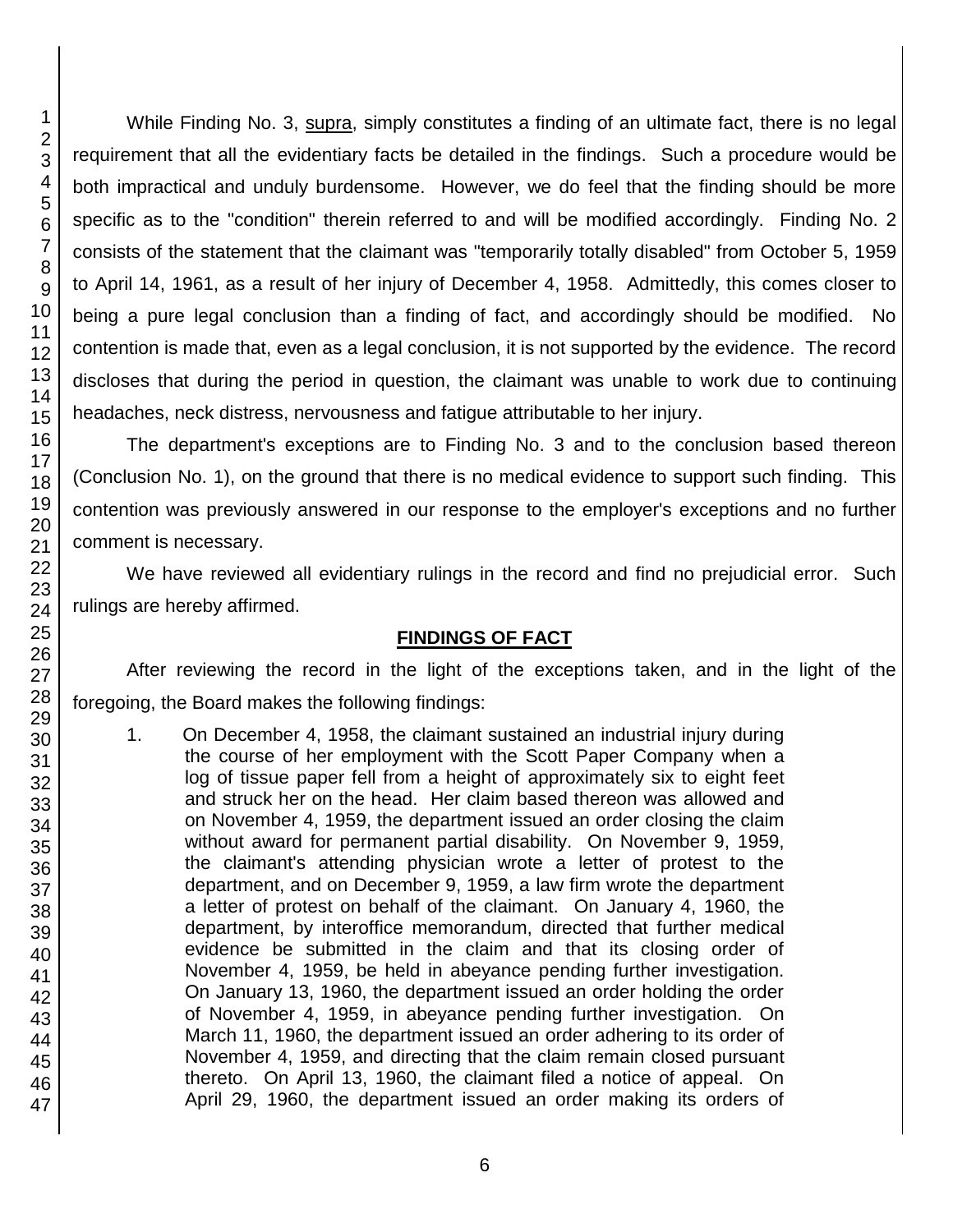While Finding No. 3, supra, simply constitutes a finding of an ultimate fact, there is no legal requirement that all the evidentiary facts be detailed in the findings. Such a procedure would be both impractical and unduly burdensome. However, we do feel that the finding should be more specific as to the "condition" therein referred to and will be modified accordingly. Finding No. 2 consists of the statement that the claimant was "temporarily totally disabled" from October 5, 1959 to April 14, 1961, as a result of her injury of December 4, 1958. Admittedly, this comes closer to being a pure legal conclusion than a finding of fact, and accordingly should be modified. No contention is made that, even as a legal conclusion, it is not supported by the evidence. The record discloses that during the period in question, the claimant was unable to work due to continuing headaches, neck distress, nervousness and fatigue attributable to her injury.

The department's exceptions are to Finding No. 3 and to the conclusion based thereon (Conclusion No. 1), on the ground that there is no medical evidence to support such finding. This contention was previously answered in our response to the employer's exceptions and no further comment is necessary.

We have reviewed all evidentiary rulings in the record and find no prejudicial error. Such rulings are hereby affirmed.

## FINDINGS OF FACT

After reviewing the record in the light of the exceptions taken, and in the light of the foregoing, the Board makes the following findings:

1. On December 4, 1958, the claimant sustained an industrial injury during the course of her employment with the Scott Paper Company when a log of tissue paper fell from a height of approximately six to eight feet and struck her on the head. Her claim based thereon was allowed and on November 4, 1959, the department issued an order closing the claim without award for permanent partial disability. On November 9, 1959, the claimant's attending physician wrote a letter of protest to the department, and on December 9, 1959, a law firm wrote the department a letter of protest on behalf of the claimant. On January 4, 1960, the department, by interoffice memorandum, directed that further medical evidence be submitted in the claim and that its closing order of November 4, 1959, be held in abeyance pending further investigation. On January 13, 1960, the department issued an order holding the order of November 4, 1959, in abeyance pending further investigation. On March 11, 1960, the department issued an order adhering to its order of November 4, 1959, and directing that the claim remain closed pursuant thereto. On April 13, 1960, the claimant filed a notice of appeal. On April 29, 1960, the department issued an order making its orders of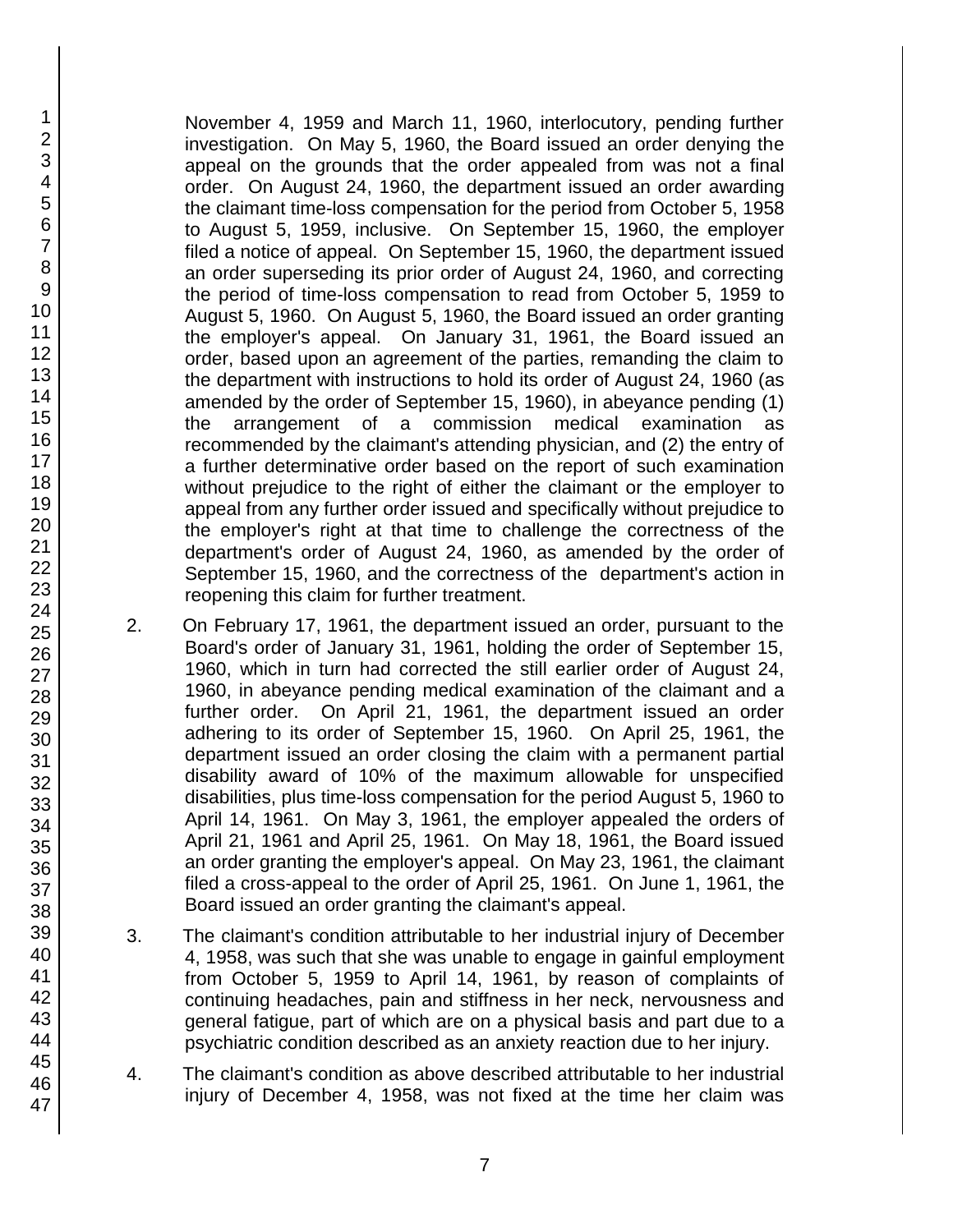November 4, 1959 and March 11, 1960, interlocutory, pending further investigation. On May 5, 1960, the Board issued an order denying the appeal on the grounds that the order appealed from was not a final order. On August 24, 1960, the department issued an order awarding the claimant time-loss compensation for the period from October 5, 1958 to August 5, 1959, inclusive. On September 15, 1960, the employer filed a notice of appeal. On September 15, 1960, the department issued an order superseding its prior order of August 24, 1960, and correcting the period of time-loss compensation to read from October 5, 1959 to August 5, 1960. On August 5, 1960, the Board issued an order granting the employer's appeal. On January 31, 1961, the Board issued an order, based upon an agreement of the parties, remanding the claim to the department with instructions to hold its order of August 24, 1960 (as amended by the order of September 15, 1960), in abeyance pending (1) the arrangement of a commission medical examination as recommended by the claimant's attending physician, and (2) the entry of a further determinative order based on the report of such examination without prejudice to the right of either the claimant or the employer to appeal from any further order issued and specifically without prejudice to the employer's right at that time to challenge the correctness of the department's order of August 24, 1960, as amended by the order of September 15, 1960, and the correctness of the department's action in reopening this claim for further treatment.

2. On February 17, 1961, the department issued an order, pursuant to the Board's order of January 31, 1961, holding the order of September 15, 1960, which in turn had corrected the still earlier order of August 24, 1960, in abeyance pending medical examination of the claimant and a further order. On April 21, 1961, the department issued an order adhering to its order of September 15, 1960. On April 25, 1961, the department issued an order closing the claim with a permanent partial disability award of 10% of the maximum allowable for unspecified disabilities, plus time-loss compensation for the period August 5, 1960 to April 14, 1961. On May 3, 1961, the employer appealed the orders of April 21, 1961 and April 25, 1961. On May 18, 1961, the Board issued an order granting the employer's appeal. On May 23, 1961, the claimant filed a cross-appeal to the order of April 25, 1961. On June 1, 1961, the Board issued an order granting the claimant's appeal.

3. The claimant's condition attributable to her industrial injury of December 4, 1958, was such that she was unable to engage in gainful employment from October 5, 1959 to April 14, 1961, by reason of complaints of continuing headaches, pain and stiffness in her neck, nervousness and general fatigue, part of which are on a physical basis and part due to a psychiatric condition described as an anxiety reaction due to her injury.

4. The claimant's condition as above described attributable to her industrial injury of December 4, 1958, was not fixed at the time her claim was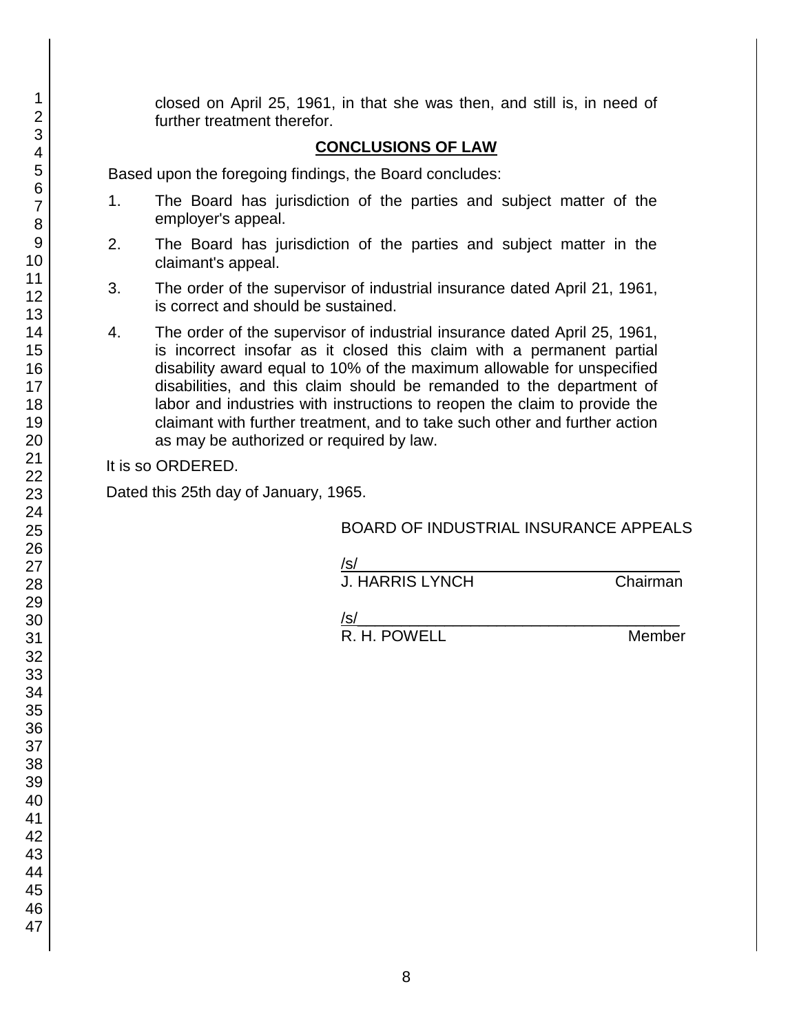closed on April 25, 1961, in that she was then, and still is, in need of further treatment therefor.

## CONCLUSIONS OF LAW

Based upon the foregoing findings, the Board concludes:

1. The Board has jurisdiction of the parties and subject matter of the employer's appeal.
2. The Board has jurisdiction of the parties and subject matter in the claimant's appeal.
3. The order of the supervisor of industrial insurance dated April 21, 1961, is correct and should be sustained.
4. The order of the supervisor of industrial insurance dated April 25, 1961, is incorrect insofar as it closed this claim with a permanent partial disability award equal to 10% of the maximum allowable for unspecified disabilities, and this claim should be remanded to the department of labor and industries with instructions to reopen the claim to provide the claimant with further treatment, and to take such other and further action as may be authorized or required by law.

It is so ORDERED.

Dated this 25th day of January, 1965.

BOARD OF INDUSTRIAL INSURANCE APPEALS

/s/
J. HARRIS LYNCH Chairman

/s/
R. H. POWELL Member